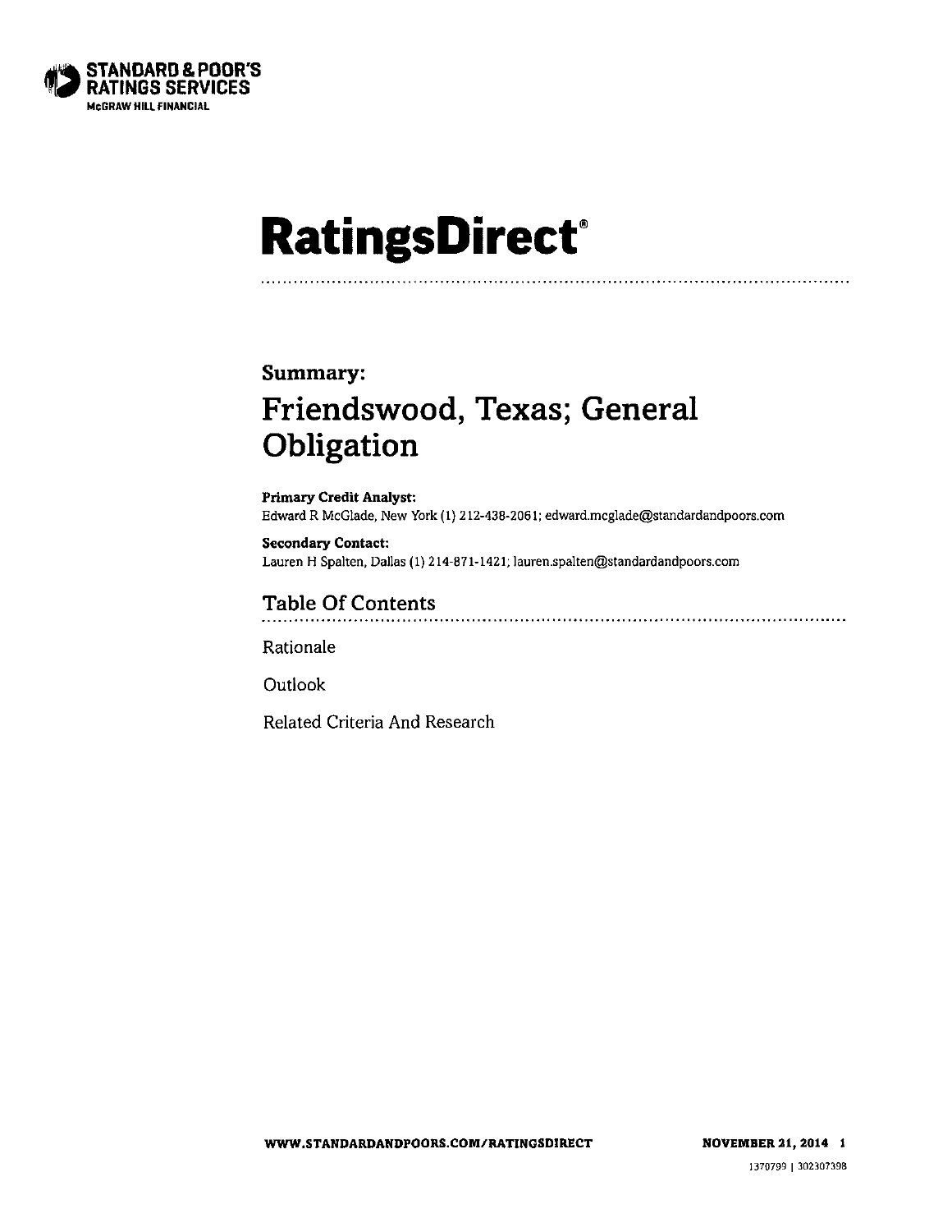STANDARD & POOR'S RATINGS SERVICES
McGRAW HILL FINANCIAL

# RatingsDirect®

## Summary:

# Friendswood, Texas; General Obligation

**Primary Credit Analyst:**
Edward R McGlade, New York (1) 212-438-2061; edward.mcglade@standardandpoors.com

**Secondary Contact:**
Lauren H Spalten, Dallas (1) 214-871-1421; lauren.spalten@standardandpoors.com

## Table Of Contents

Rationale

Outlook

Related Criteria And Research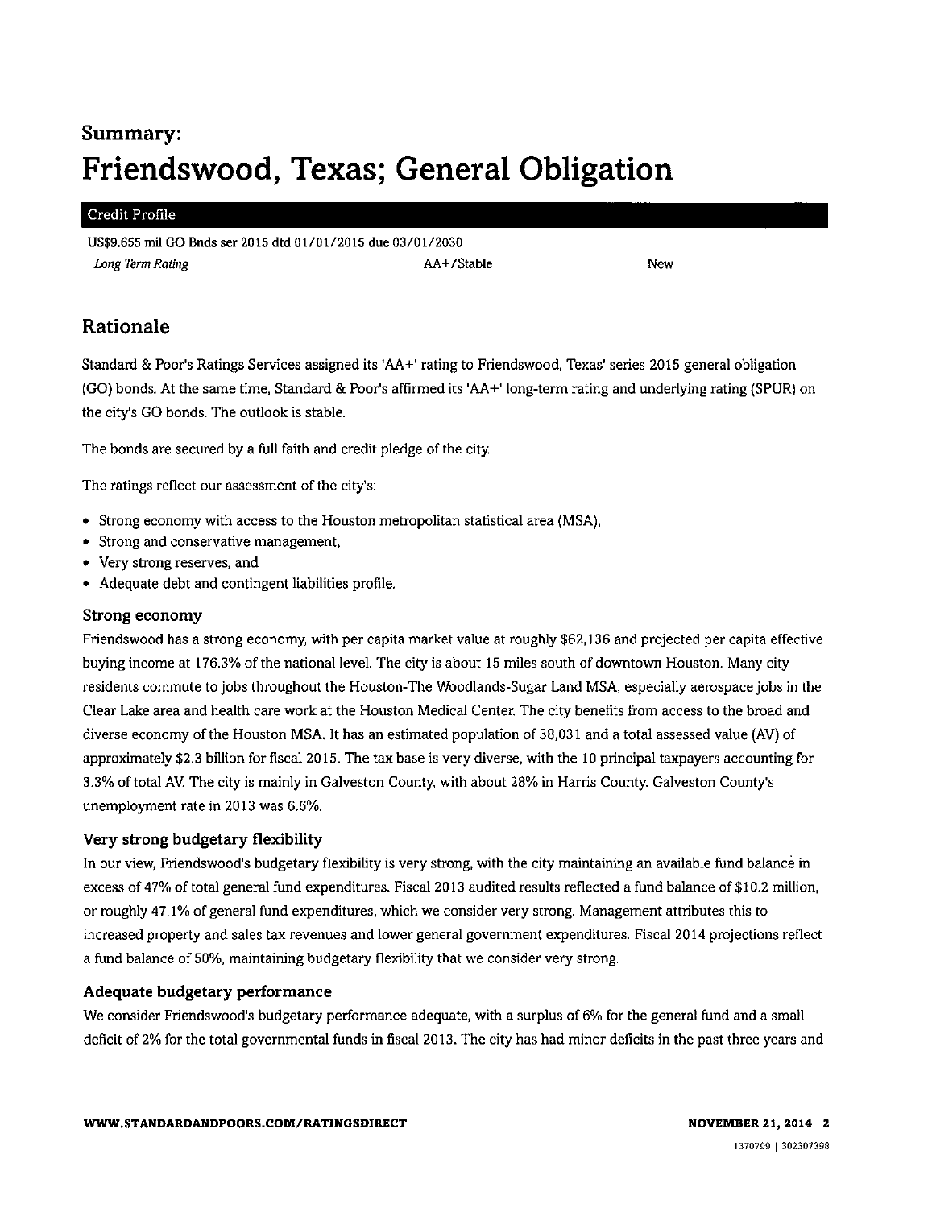# Summary:

# Friendswood, Texas; General Obligation

| Credit Profile | | |
|---|---|---|
| US$9.655 mil GO Bnds ser 2015 dtd 01/01/2015 due 03/01/2030 | | |
| *Long Term Rating* | AA+/Stable | New |

## Rationale

Standard & Poor's Ratings Services assigned its 'AA+' rating to Friendswood, Texas' series 2015 general obligation (GO) bonds. At the same time, Standard & Poor's affirmed its 'AA+' long-term rating and underlying rating (SPUR) on the city's GO bonds. The outlook is stable.

The bonds are secured by a full faith and credit pledge of the city.

The ratings reflect our assessment of the city's:

- Strong economy with access to the Houston metropolitan statistical area (MSA),
- Strong and conservative management,
- Very strong reserves, and
- Adequate debt and contingent liabilities profile.

### Strong economy

Friendswood has a strong economy, with per capita market value at roughly $62,136 and projected per capita effective buying income at 176.3% of the national level. The city is about 15 miles south of downtown Houston. Many city residents commute to jobs throughout the Houston-The Woodlands-Sugar Land MSA, especially aerospace jobs in the Clear Lake area and health care work at the Houston Medical Center. The city benefits from access to the broad and diverse economy of the Houston MSA. It has an estimated population of 38,031 and a total assessed value (AV) of approximately $2.3 billion for fiscal 2015. The tax base is very diverse, with the 10 principal taxpayers accounting for 3.3% of total AV. The city is mainly in Galveston County, with about 28% in Harris County. Galveston County's unemployment rate in 2013 was 6.6%.

### Very strong budgetary flexibility

In our view, Friendswood's budgetary flexibility is very strong, with the city maintaining an available fund balance in excess of 47% of total general fund expenditures. Fiscal 2013 audited results reflected a fund balance of $10.2 million, or roughly 47.1% of general fund expenditures, which we consider very strong. Management attributes this to increased property and sales tax revenues and lower general government expenditures. Fiscal 2014 projections reflect a fund balance of 50%, maintaining budgetary flexibility that we consider very strong.

### Adequate budgetary performance

We consider Friendswood's budgetary performance adequate, with a surplus of 6% for the general fund and a small deficit of 2% for the total governmental funds in fiscal 2013. The city has had minor deficits in the past three years and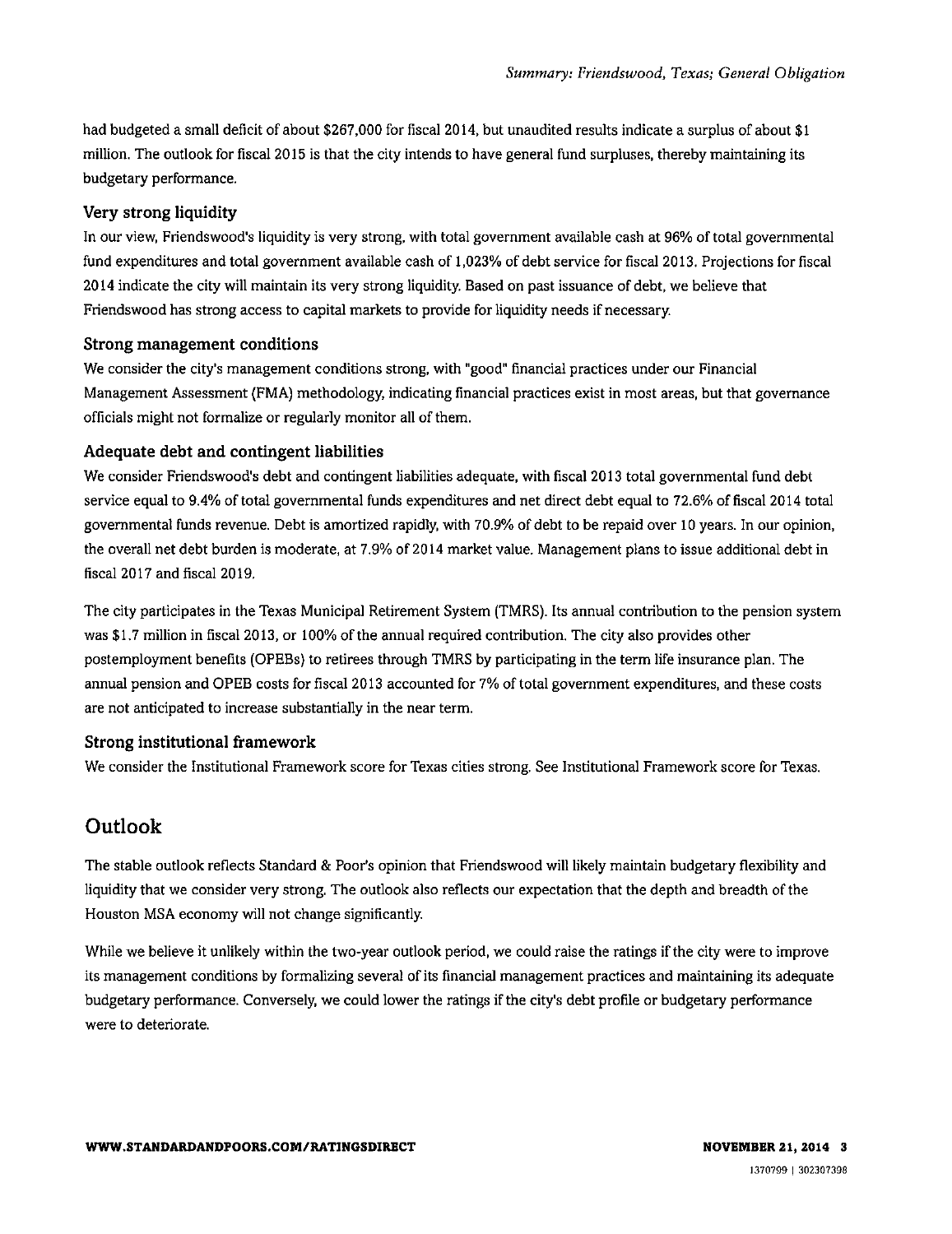had budgeted a small deficit of about $267,000 for fiscal 2014, but unaudited results indicate a surplus of about $1 million. The outlook for fiscal 2015 is that the city intends to have general fund surpluses, thereby maintaining its budgetary performance.

### Very strong liquidity

In our view, Friendswood's liquidity is very strong, with total government available cash at 96% of total governmental fund expenditures and total government available cash of 1,023% of debt service for fiscal 2013. Projections for fiscal 2014 indicate the city will maintain its very strong liquidity. Based on past issuance of debt, we believe that Friendswood has strong access to capital markets to provide for liquidity needs if necessary.

### Strong management conditions

We consider the city's management conditions strong, with "good" financial practices under our Financial Management Assessment (FMA) methodology, indicating financial practices exist in most areas, but that governance officials might not formalize or regularly monitor all of them.

### Adequate debt and contingent liabilities

We consider Friendswood's debt and contingent liabilities adequate, with fiscal 2013 total governmental fund debt service equal to 9.4% of total governmental funds expenditures and net direct debt equal to 72.6% of fiscal 2014 total governmental funds revenue. Debt is amortized rapidly, with 70.9% of debt to be repaid over 10 years. In our opinion, the overall net debt burden is moderate, at 7.9% of 2014 market value. Management plans to issue additional debt in fiscal 2017 and fiscal 2019.

The city participates in the Texas Municipal Retirement System (TMRS). Its annual contribution to the pension system was $1.7 million in fiscal 2013, or 100% of the annual required contribution. The city also provides other postemployment benefits (OPEBs) to retirees through TMRS by participating in the term life insurance plan. The annual pension and OPEB costs for fiscal 2013 accounted for 7% of total government expenditures, and these costs are not anticipated to increase substantially in the near term.

### Strong institutional framework

We consider the Institutional Framework score for Texas cities strong. See Institutional Framework score for Texas.

## Outlook

The stable outlook reflects Standard & Poor's opinion that Friendswood will likely maintain budgetary flexibility and liquidity that we consider very strong. The outlook also reflects our expectation that the depth and breadth of the Houston MSA economy will not change significantly.

While we believe it unlikely within the two-year outlook period, we could raise the ratings if the city were to improve its management conditions by formalizing several of its financial management practices and maintaining its adequate budgetary performance. Conversely, we could lower the ratings if the city's debt profile or budgetary performance were to deteriorate.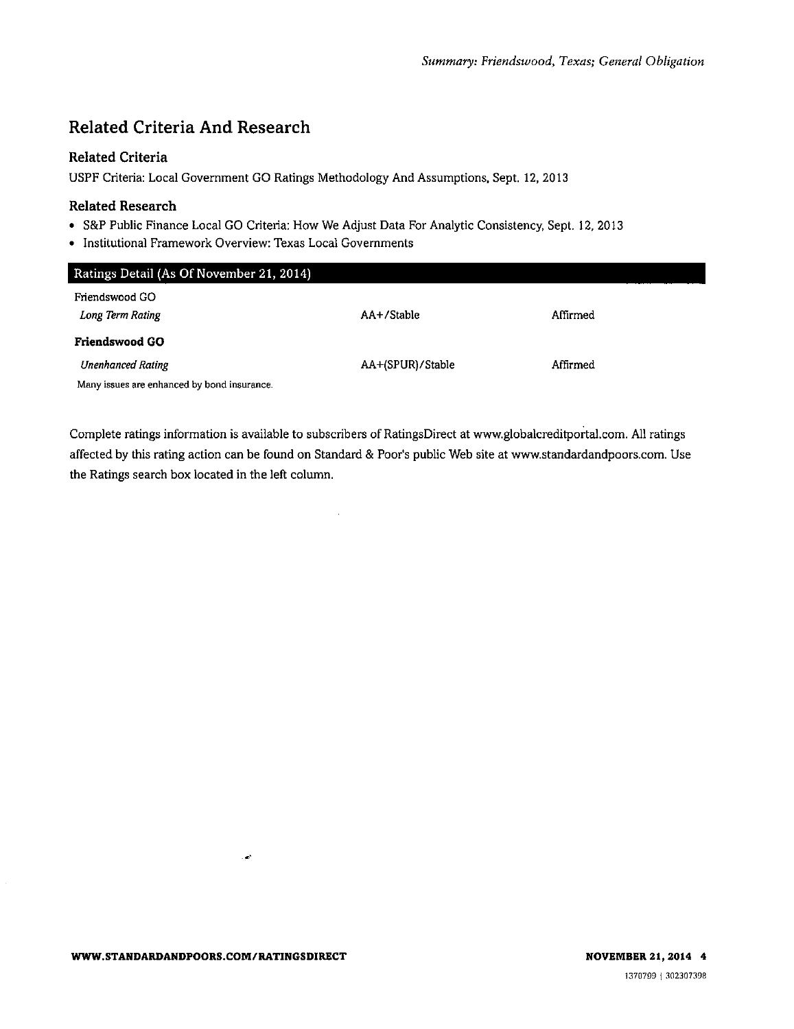## Related Criteria And Research

### Related Criteria

USPF Criteria: Local Government GO Ratings Methodology And Assumptions, Sept. 12, 2013

### Related Research

- S&P Public Finance Local GO Criteria: How We Adjust Data For Analytic Consistency, Sept. 12, 2013
- Institutional Framework Overview: Texas Local Governments

| Ratings Detail (As Of November 21, 2014) | | |
|---|---|---|
| Friendswood GO | | |
| *Long Term Rating* | AA+/Stable | Affirmed |
| **Friendswood GO** | | |
| *Unenhanced Rating* | AA+(SPUR)/Stable | Affirmed |
| Many issues are enhanced by bond insurance. | | |

Complete ratings information is available to subscribers of RatingsDirect at www.globalcreditportal.com. All ratings affected by this rating action can be found on Standard & Poor's public Web site at www.standardandpoors.com. Use the Ratings search box located in the left column.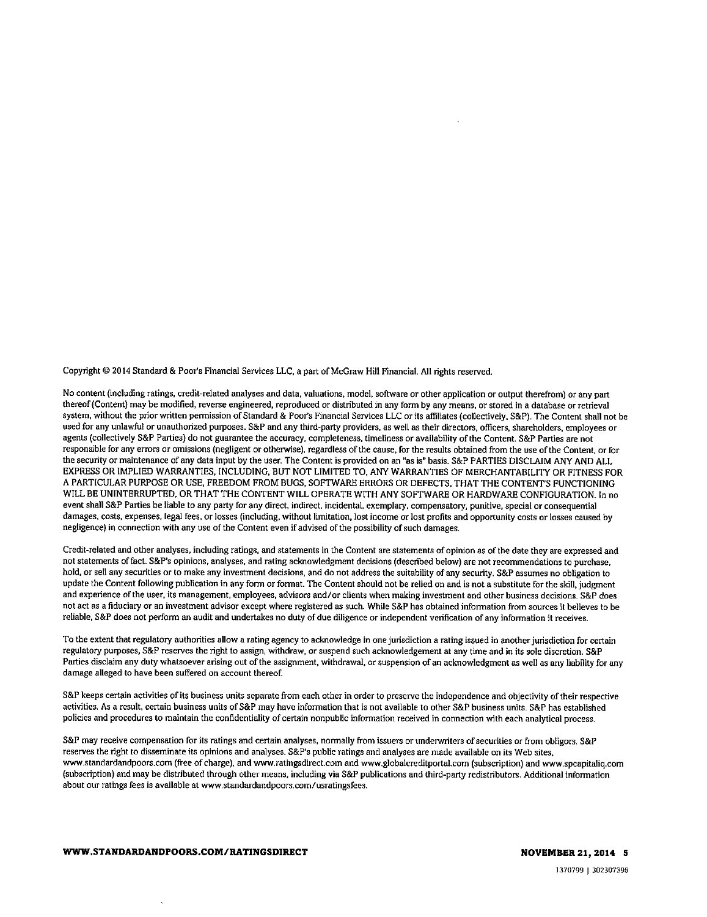Copyright © 2014 Standard & Poor's Financial Services LLC, a part of McGraw Hill Financial. All rights reserved.

No content (including ratings, credit-related analyses and data, valuations, model, software or other application or output therefrom) or any part thereof (Content) may be modified, reverse engineered, reproduced or distributed in any form by any means, or stored in a database or retrieval system, without the prior written permission of Standard & Poor's Financial Services LLC or its affiliates (collectively, S&P). The Content shall not be used for any unlawful or unauthorized purposes. S&P and any third-party providers, as well as their directors, officers, shareholders, employees or agents (collectively S&P Parties) do not guarantee the accuracy, completeness, timeliness or availability of the Content. S&P Parties are not responsible for any errors or omissions (negligent or otherwise), regardless of the cause, for the results obtained from the use of the Content, or for the security or maintenance of any data input by the user. The Content is provided on an "as is" basis. S&P PARTIES DISCLAIM ANY AND ALL EXPRESS OR IMPLIED WARRANTIES, INCLUDING, BUT NOT LIMITED TO, ANY WARRANTIES OF MERCHANTABILITY OR FITNESS FOR A PARTICULAR PURPOSE OR USE, FREEDOM FROM BUGS, SOFTWARE ERRORS OR DEFECTS, THAT THE CONTENT'S FUNCTIONING WILL BE UNINTERRUPTED, OR THAT THE CONTENT WILL OPERATE WITH ANY SOFTWARE OR HARDWARE CONFIGURATION. In no event shall S&P Parties be liable to any party for any direct, indirect, incidental, exemplary, compensatory, punitive, special or consequential damages, costs, expenses, legal fees, or losses (including, without limitation, lost income or lost profits and opportunity costs or losses caused by negligence) in connection with any use of the Content even if advised of the possibility of such damages.

Credit-related and other analyses, including ratings, and statements in the Content are statements of opinion as of the date they are expressed and not statements of fact. S&P's opinions, analyses, and rating acknowledgment decisions (described below) are not recommendations to purchase, hold, or sell any securities or to make any investment decisions, and do not address the suitability of any security. S&P assumes no obligation to update the Content following publication in any form or format. The Content should not be relied on and is not a substitute for the skill, judgment and experience of the user, its management, employees, advisors and/or clients when making investment and other business decisions. S&P does not act as a fiduciary or an investment advisor except where registered as such. While S&P has obtained information from sources it believes to be reliable, S&P does not perform an audit and undertakes no duty of due diligence or independent verification of any information it receives.

To the extent that regulatory authorities allow a rating agency to acknowledge in one jurisdiction a rating issued in another jurisdiction for certain regulatory purposes, S&P reserves the right to assign, withdraw, or suspend such acknowledgement at any time and in its sole discretion. S&P Parties disclaim any duty whatsoever arising out of the assignment, withdrawal, or suspension of an acknowledgment as well as any liability for any damage alleged to have been suffered on account thereof.

S&P keeps certain activities of its business units separate from each other in order to preserve the independence and objectivity of their respective activities. As a result, certain business units of S&P may have information that is not available to other S&P business units. S&P has established policies and procedures to maintain the confidentiality of certain nonpublic information received in connection with each analytical process.

S&P may receive compensation for its ratings and certain analyses, normally from issuers or underwriters of securities or from obligors. S&P reserves the right to disseminate its opinions and analyses. S&P's public ratings and analyses are made available on its Web sites, www.standardandpoors.com (free of charge), and www.ratingsdirect.com and www.globalcreditportal.com (subscription) and www.spcapitaliq.com (subscription) and may be distributed through other means, including via S&P publications and third-party redistributors. Additional information about our ratings fees is available at www.standardandpoors.com/usratingsfees.

1370799 | 302307398